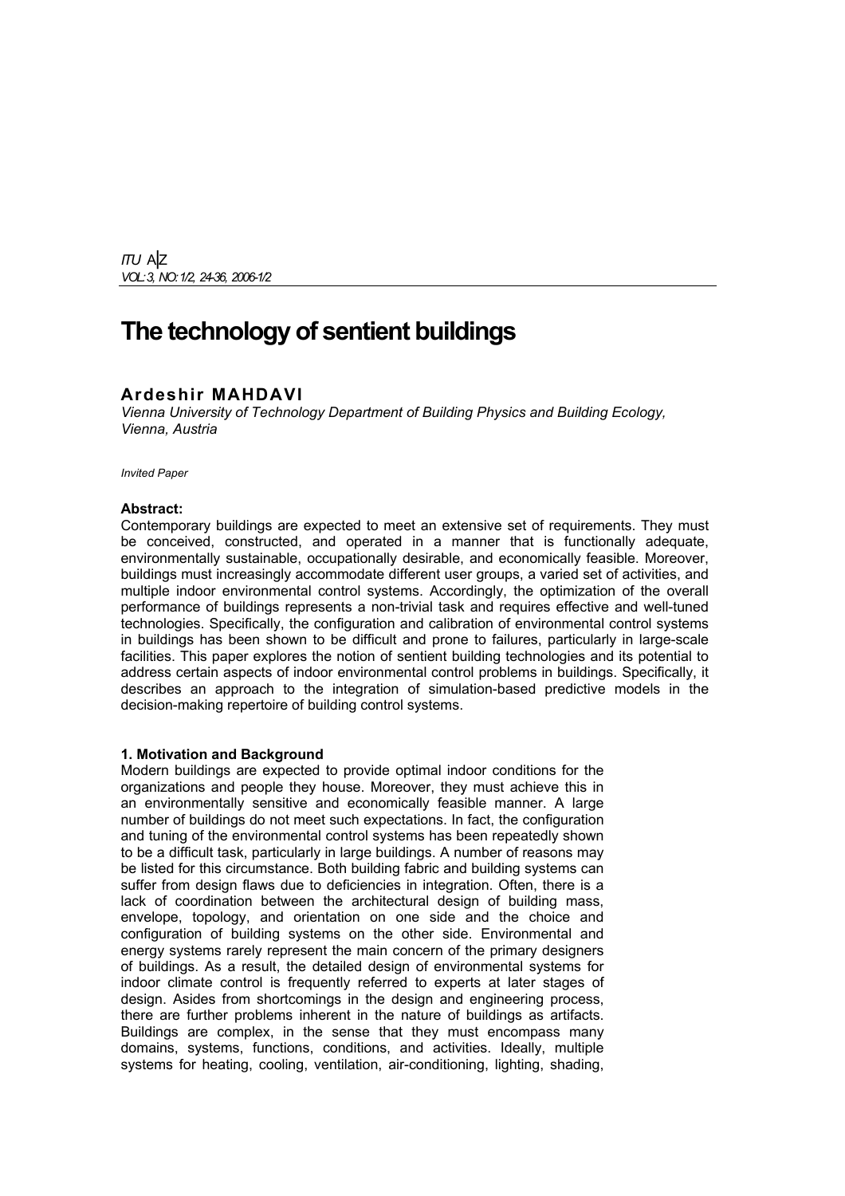# The technology of sentient buildings

**Ardeshir MAHDAVI**

*Vienna University of Technology Department of Building Physics and Building Ecology, Vienna, Austria*

*Invited Paper*

**Abstract:**

Contemporary buildings are expected to meet an extensive set of requirements. They must be conceived, constructed, and operated in a manner that is functionally adequate, environmentally sustainable, occupationally desirable, and economically feasible. Moreover, buildings must increasingly accommodate different user groups, a varied set of activities, and multiple indoor environmental control systems. Accordingly, the optimization of the overall performance of buildings represents a non-trivial task and requires effective and well-tuned technologies. Specifically, the configuration and calibration of environmental control systems in buildings has been shown to be difficult and prone to failures, particularly in large-scale facilities. This paper explores the notion of sentient building technologies and its potential to address certain aspects of indoor environmental control problems in buildings. Specifically, it describes an approach to the integration of simulation-based predictive models in the decision-making repertoire of building control systems.

## 1. Motivation and Background

Modern buildings are expected to provide optimal indoor conditions for the organizations and people they house. Moreover, they must achieve this in an environmentally sensitive and economically feasible manner. A large number of buildings do not meet such expectations. In fact, the configuration and tuning of the environmental control systems has been repeatedly shown to be a difficult task, particularly in large buildings. A number of reasons may be listed for this circumstance. Both building fabric and building systems can suffer from design flaws due to deficiencies in integration. Often, there is a lack of coordination between the architectural design of building mass, envelope, topology, and orientation on one side and the choice and configuration of building systems on the other side. Environmental and energy systems rarely represent the main concern of the primary designers of buildings. As a result, the detailed design of environmental systems for indoor climate control is frequently referred to experts at later stages of design. Asides from shortcomings in the design and engineering process, there are further problems inherent in the nature of buildings as artifacts. Buildings are complex, in the sense that they must encompass many domains, systems, functions, conditions, and activities. Ideally, multiple systems for heating, cooling, ventilation, air-conditioning, lighting, shading,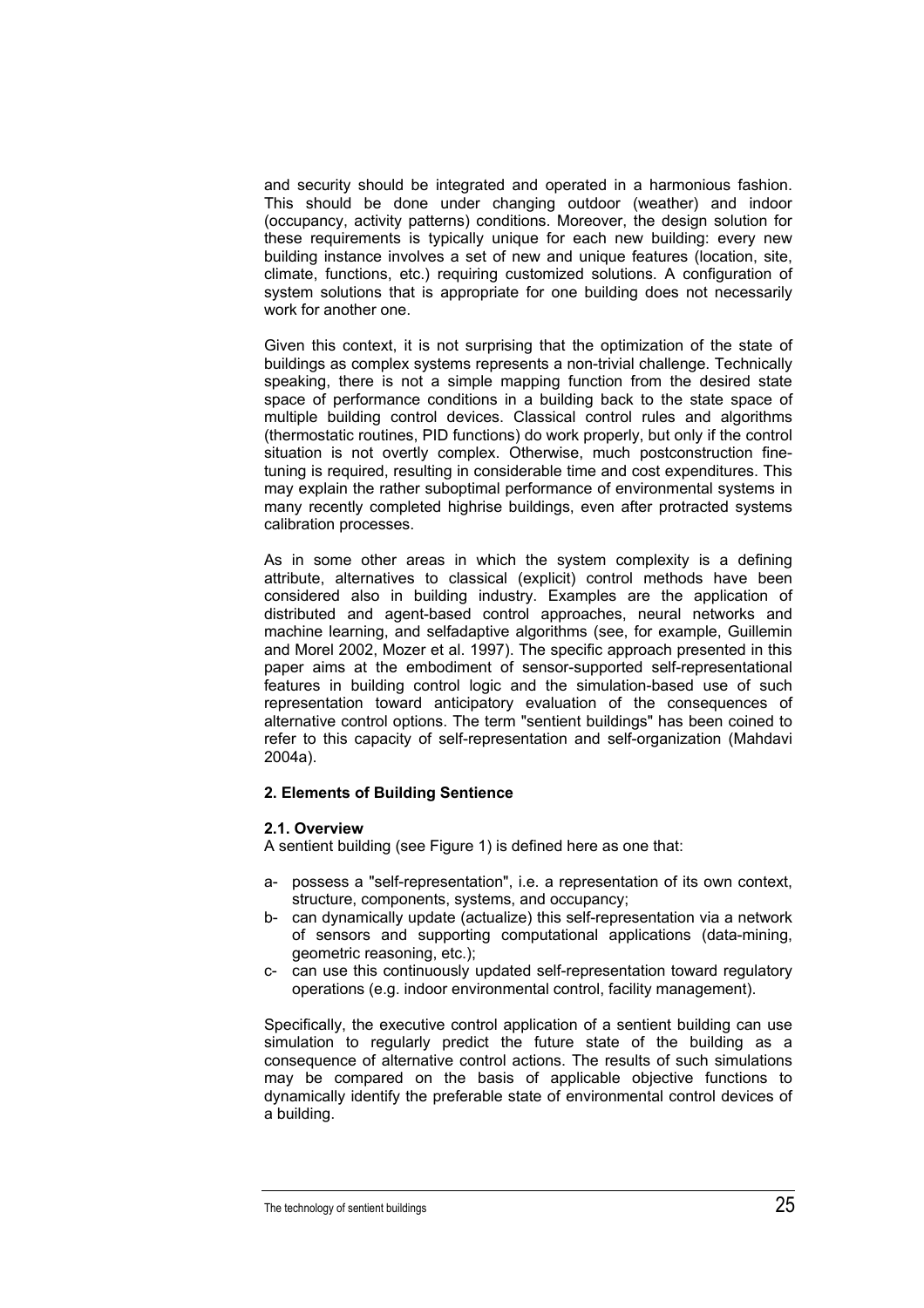and security should be integrated and operated in a harmonious fashion. This should be done under changing outdoor (weather) and indoor (occupancy, activity patterns) conditions. Moreover, the design solution for these requirements is typically unique for each new building: every new building instance involves a set of new and unique features (location, site, climate, functions, etc.) requiring customized solutions. A configuration of system solutions that is appropriate for one building does not necessarily work for another one.

Given this context, it is not surprising that the optimization of the state of buildings as complex systems represents a non-trivial challenge. Technically speaking, there is not a simple mapping function from the desired state space of performance conditions in a building back to the state space of multiple building control devices. Classical control rules and algorithms (thermostatic routines, PID functions) do work properly, but only if the control situation is not overtly complex. Otherwise, much postconstruction fine-tuning is required, resulting in considerable time and cost expenditures. This may explain the rather suboptimal performance of environmental systems in many recently completed highrise buildings, even after protracted systems calibration processes.

As in some other areas in which the system complexity is a defining attribute, alternatives to classical (explicit) control methods have been considered also in building industry. Examples are the application of distributed and agent-based control approaches, neural networks and machine learning, and selfadaptive algorithms (see, for example, Guillemin and Morel 2002, Mozer et al. 1997). The specific approach presented in this paper aims at the embodiment of sensor-supported self-representational features in building control logic and the simulation-based use of such representation toward anticipatory evaluation of the consequences of alternative control options. The term "sentient buildings" has been coined to refer to this capacity of self-representation and self-organization (Mahdavi 2004a).

## 2. Elements of Building Sentience

### 2.1. Overview

A sentient building (see Figure 1) is defined here as one that:

a- possess a "self-representation", i.e. a representation of its own context, structure, components, systems, and occupancy;

b- can dynamically update (actualize) this self-representation via a network of sensors and supporting computational applications (data-mining, geometric reasoning, etc.);

c- can use this continuously updated self-representation toward regulatory operations (e.g. indoor environmental control, facility management).

Specifically, the executive control application of a sentient building can use simulation to regularly predict the future state of the building as a consequence of alternative control actions. The results of such simulations may be compared on the basis of applicable objective functions to dynamically identify the preferable state of environmental control devices of a building.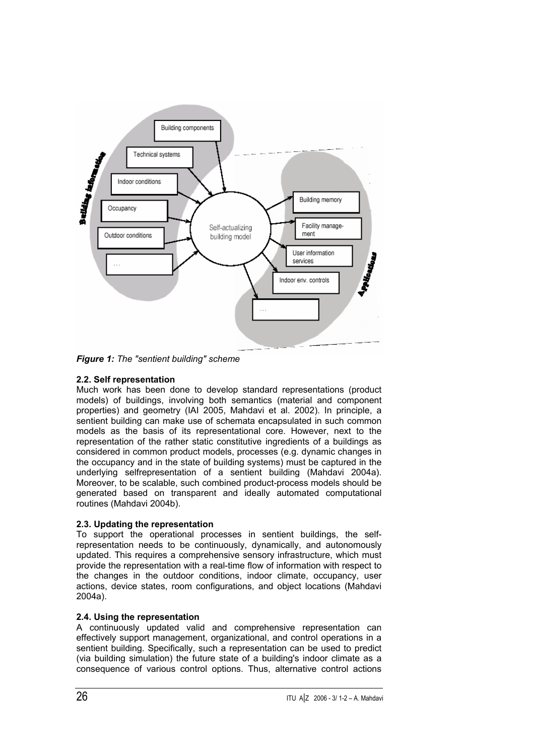*Figure 1:* *The "sentient building" scheme*

### 2.2. Self representation

Much work has been done to develop standard representations (product models) of buildings, involving both semantics (material and component properties) and geometry (IAI 2005, Mahdavi et al. 2002). In principle, a sentient building can make use of schemata encapsulated in such common models as the basis of its representational core. However, next to the representation of the rather static constitutive ingredients of a buildings as considered in common product models, processes (e.g. dynamic changes in the occupancy and in the state of building systems) must be captured in the underlying selfrepresentation of a sentient building (Mahdavi 2004a). Moreover, to be scalable, such combined product-process models should be generated based on transparent and ideally automated computational routines (Mahdavi 2004b).

### 2.3. Updating the representation

To support the operational processes in sentient buildings, the self-representation needs to be continuously, dynamically, and autonomously updated. This requires a comprehensive sensory infrastructure, which must provide the representation with a real-time flow of information with respect to the changes in the outdoor conditions, indoor climate, occupancy, user actions, device states, room configurations, and object locations (Mahdavi 2004a).

### 2.4. Using the representation

A continuously updated valid and comprehensive representation can effectively support management, organizational, and control operations in a sentient building. Specifically, such a representation can be used to predict (via building simulation) the future state of a building's indoor climate as a consequence of various control options. Thus, alternative control actions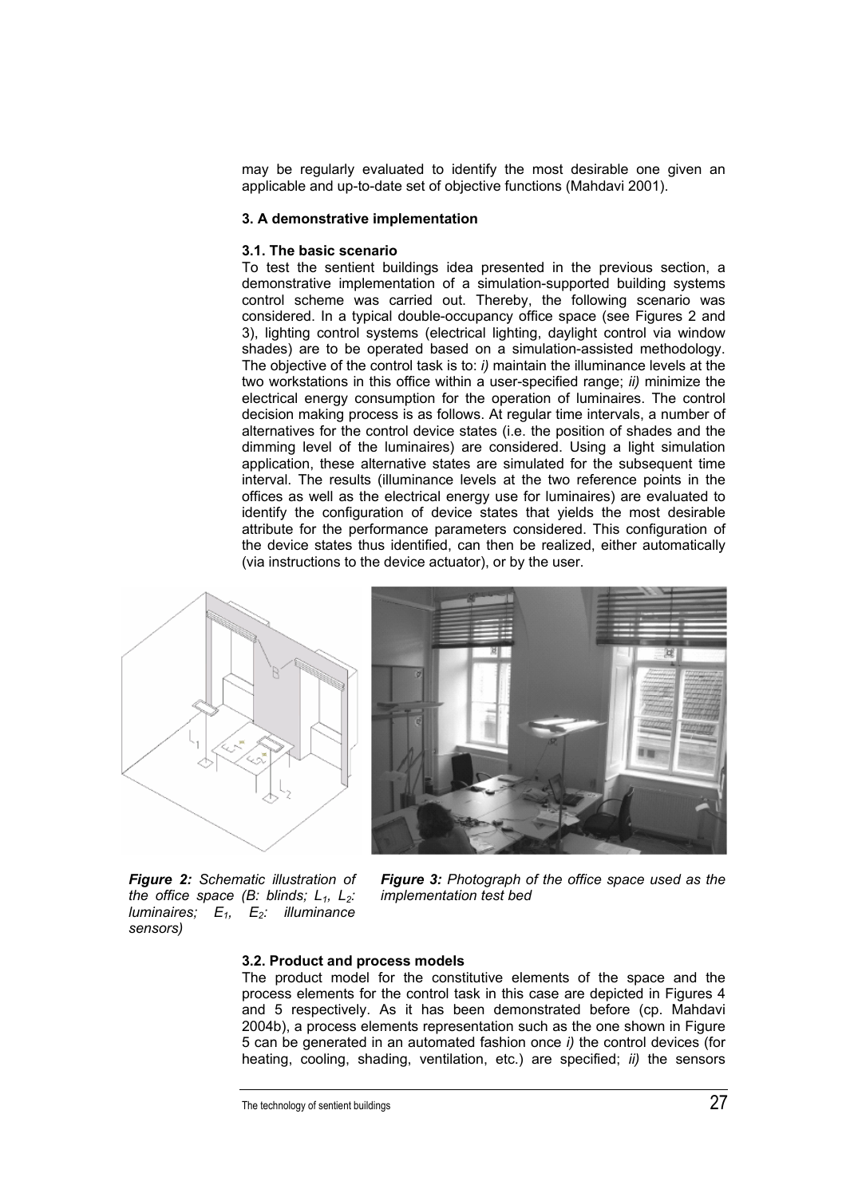may be regularly evaluated to identify the most desirable one given an applicable and up-to-date set of objective functions (Mahdavi 2001).

### 3. A demonstrative implementation

#### 3.1. The basic scenario

To test the sentient buildings idea presented in the previous section, a demonstrative implementation of a simulation-supported building systems control scheme was carried out. Thereby, the following scenario was considered. In a typical double-occupancy office space (see Figures 2 and 3), lighting control systems (electrical lighting, daylight control via window shades) are to be operated based on a simulation-assisted methodology. The objective of the control task is to: *i)* maintain the illuminance levels at the two workstations in this office within a user-specified range; *ii)* minimize the electrical energy consumption for the operation of luminaires. The control decision making process is as follows. At regular time intervals, a number of alternatives for the control device states (i.e. the position of shades and the dimming level of the luminaires) are considered. Using a light simulation application, these alternative states are simulated for the subsequent time interval. The results (illuminance levels at the two reference points in the offices as well as the electrical energy use for luminaires) are evaluated to identify the configuration of device states that yields the most desirable attribute for the performance parameters considered. This configuration of the device states thus identified, can then be realized, either automatically (via instructions to the device actuator), or by the user.

***Figure 2:*** *Schematic illustration of the office space (B: blinds; $L_1$, $L_2$: luminaires; $E_1$, $E_2$: illuminance sensors)*

***Figure 3:*** *Photograph of the office space used as the implementation test bed*

#### 3.2. Product and process models

The product model for the constitutive elements of the space and the process elements for the control task in this case are depicted in Figures 4 and 5 respectively. As it has been demonstrated before (cp. Mahdavi 2004b), a process elements representation such as the one shown in Figure 5 can be generated in an automated fashion once *i)* the control devices (for heating, cooling, shading, ventilation, etc.) are specified; *ii)* the sensors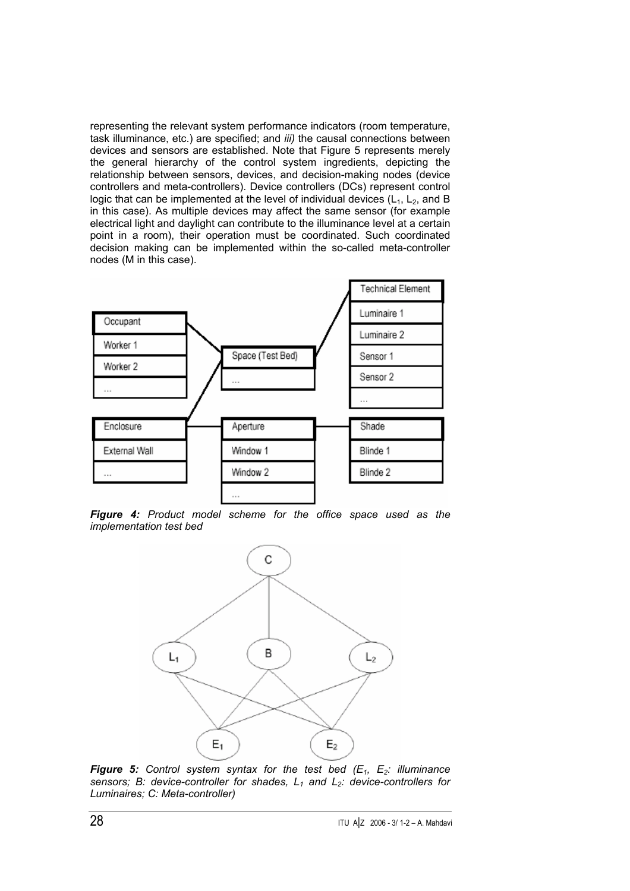representing the relevant system performance indicators (room temperature, task illuminance, etc.) are specified; and *iii)* the causal connections between devices and sensors are established. Note that Figure 5 represents merely the general hierarchy of the control system ingredients, depicting the relationship between sensors, devices, and decision-making nodes (device controllers and meta-controllers). Device controllers (DCs) represent control logic that can be implemented at the level of individual devices ($L_1$, $L_2$, and B in this case). As multiple devices may affect the same sensor (for example electrical light and daylight can contribute to the illuminance level at a certain point in a room), their operation must be coordinated. Such coordinated decision making can be implemented within the so-called meta-controller nodes (M in this case).

***Figure 4:*** *Product model scheme for the office space used as the implementation test bed*

***Figure 5:*** *Control system syntax for the test bed ($E_1$, $E_2$: illuminance sensors; B: device-controller for shades, $L_1$ and $L_2$: device-controllers for Luminaires; C: Meta-controller)*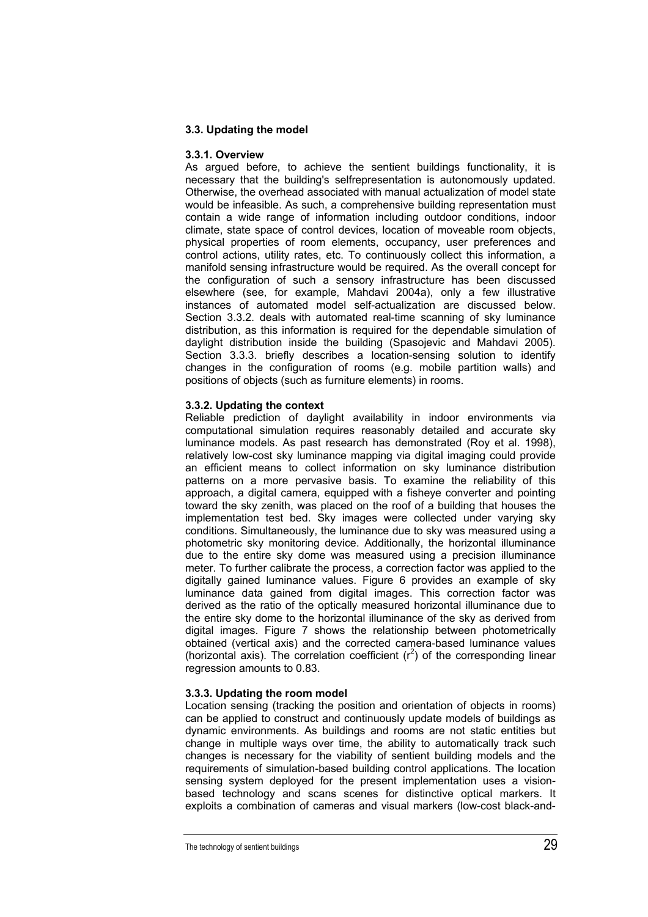### 3.3. Updating the model

#### 3.3.1. Overview

As argued before, to achieve the sentient buildings functionality, it is necessary that the building's selfrepresentation is autonomously updated. Otherwise, the overhead associated with manual actualization of model state would be infeasible. As such, a comprehensive building representation must contain a wide range of information including outdoor conditions, indoor climate, state space of control devices, location of moveable room objects, physical properties of room elements, occupancy, user preferences and control actions, utility rates, etc. To continuously collect this information, a manifold sensing infrastructure would be required. As the overall concept for the configuration of such a sensory infrastructure has been discussed elsewhere (see, for example, Mahdavi 2004a), only a few illustrative instances of automated model self-actualization are discussed below. Section 3.3.2. deals with automated real-time scanning of sky luminance distribution, as this information is required for the dependable simulation of daylight distribution inside the building (Spasojevic and Mahdavi 2005). Section 3.3.3. briefly describes a location-sensing solution to identify changes in the configuration of rooms (e.g. mobile partition walls) and positions of objects (such as furniture elements) in rooms.

#### 3.3.2. Updating the context

Reliable prediction of daylight availability in indoor environments via computational simulation requires reasonably detailed and accurate sky luminance models. As past research has demonstrated (Roy et al. 1998), relatively low-cost sky luminance mapping via digital imaging could provide an efficient means to collect information on sky luminance distribution patterns on a more pervasive basis. To examine the reliability of this approach, a digital camera, equipped with a fisheye converter and pointing toward the sky zenith, was placed on the roof of a building that houses the implementation test bed. Sky images were collected under varying sky conditions. Simultaneously, the luminance due to sky was measured using a photometric sky monitoring device. Additionally, the horizontal illuminance due to the entire sky dome was measured using a precision illuminance meter. To further calibrate the process, a correction factor was applied to the digitally gained luminance values. Figure 6 provides an example of sky luminance data gained from digital images. This correction factor was derived as the ratio of the optically measured horizontal illuminance due to the entire sky dome to the horizontal illuminance of the sky as derived from digital images. Figure 7 shows the relationship between photometrically obtained (vertical axis) and the corrected camera-based luminance values (horizontal axis). The correlation coefficient ($r^2$) of the corresponding linear regression amounts to 0.83.

#### 3.3.3. Updating the room model

Location sensing (tracking the position and orientation of objects in rooms) can be applied to construct and continuously update models of buildings as dynamic environments. As buildings and rooms are not static entities but change in multiple ways over time, the ability to automatically track such changes is necessary for the viability of sentient building models and the requirements of simulation-based building control applications. The location sensing system deployed for the present implementation uses a vision-based technology and scans scenes for distinctive optical markers. It exploits a combination of cameras and visual markers (low-cost black-and-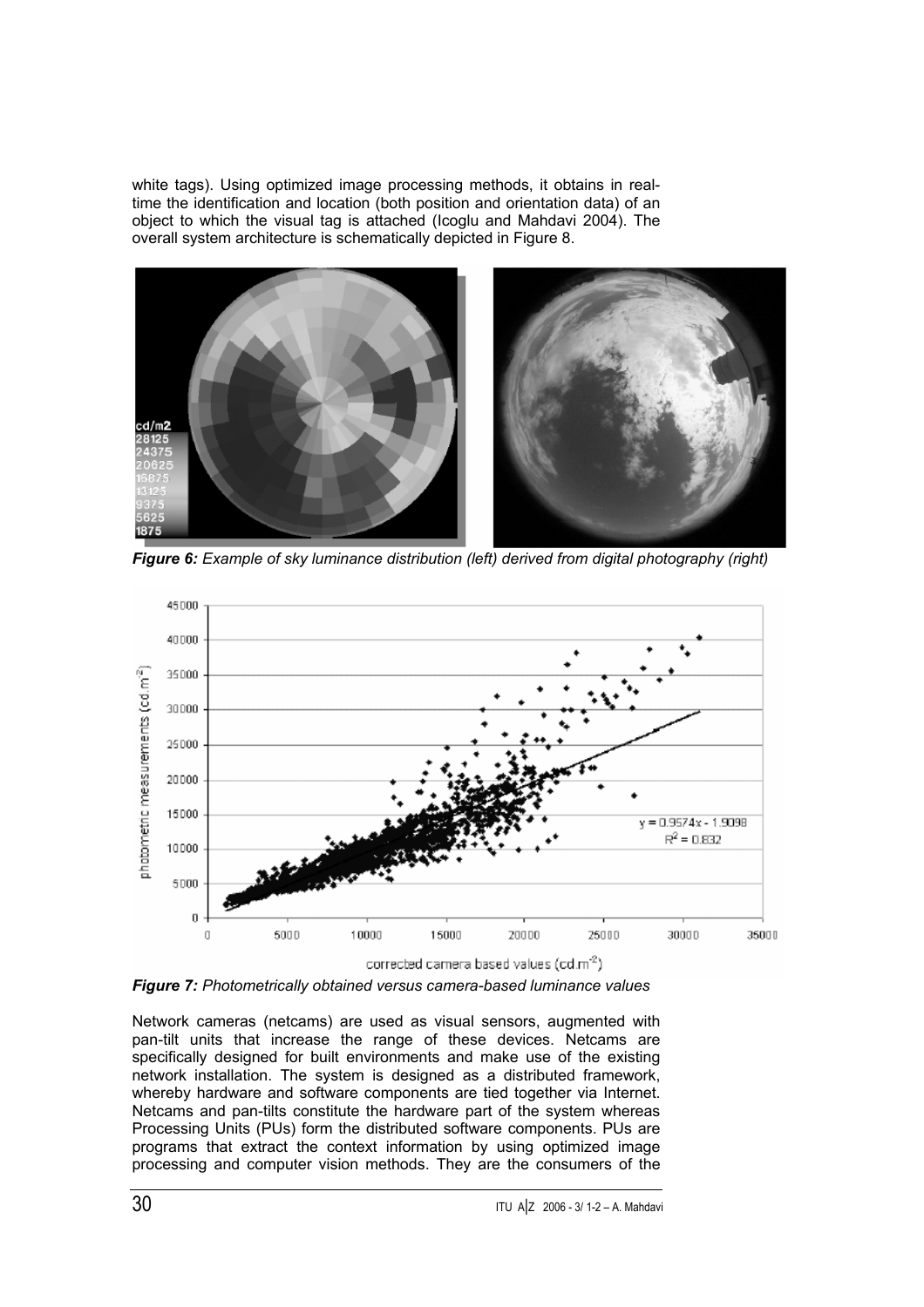white tags). Using optimized image processing methods, it obtains in real-time the identification and location (both position and orientation data) of an object to which the visual tag is attached (Icoglu and Mahdavi 2004). The overall system architecture is schematically depicted in Figure 8.

***Figure 6:*** *Example of sky luminance distribution (left) derived from digital photography (right)*

***Figure 7:*** *Photometrically obtained versus camera-based luminance values*

Network cameras (netcams) are used as visual sensors, augmented with pan-tilt units that increase the range of these devices. Netcams are specifically designed for built environments and make use of the existing network installation. The system is designed as a distributed framework, whereby hardware and software components are tied together via Internet. Netcams and pan-tilts constitute the hardware part of the system whereas Processing Units (PUs) form the distributed software components. PUs are programs that extract the context information by using optimized image processing and computer vision methods. They are the consumers of the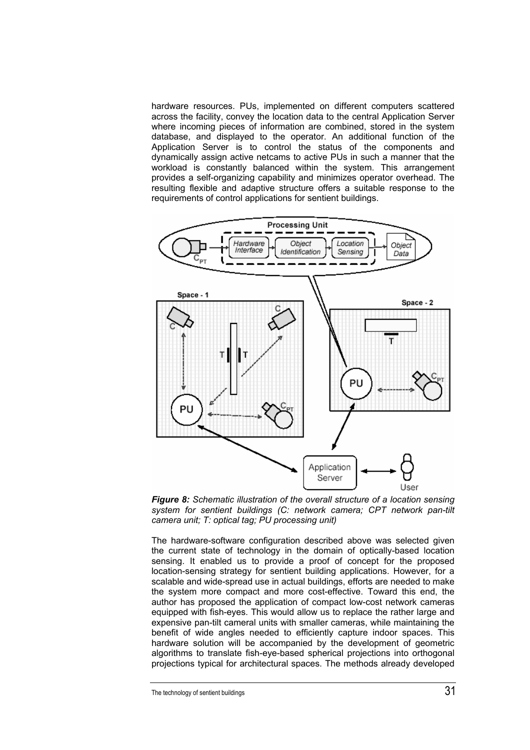hardware resources. PUs, implemented on different computers scattered across the facility, convey the location data to the central Application Server where incoming pieces of information are combined, stored in the system database, and displayed to the operator. An additional function of the Application Server is to control the status of the components and dynamically assign active netcams to active PUs in such a manner that the workload is constantly balanced within the system. This arrangement provides a self-organizing capability and minimizes operator overhead. The resulting flexible and adaptive structure offers a suitable response to the requirements of control applications for sentient buildings.

***Figure 8:*** *Schematic illustration of the overall structure of a location sensing system for sentient buildings (C: network camera; CPT network pan-tilt camera unit; T: optical tag; PU processing unit)*

The hardware-software configuration described above was selected given the current state of technology in the domain of optically-based location sensing. It enabled us to provide a proof of concept for the proposed location-sensing strategy for sentient building applications. However, for a scalable and wide-spread use in actual buildings, efforts are needed to make the system more compact and more cost-effective. Toward this end, the author has proposed the application of compact low-cost network cameras equipped with fish-eyes. This would allow us to replace the rather large and expensive pan-tilt cameral units with smaller cameras, while maintaining the benefit of wide angles needed to efficiently capture indoor spaces. This hardware solution will be accompanied by the development of geometric algorithms to translate fish-eye-based spherical projections into orthogonal projections typical for architectural spaces. The methods already developed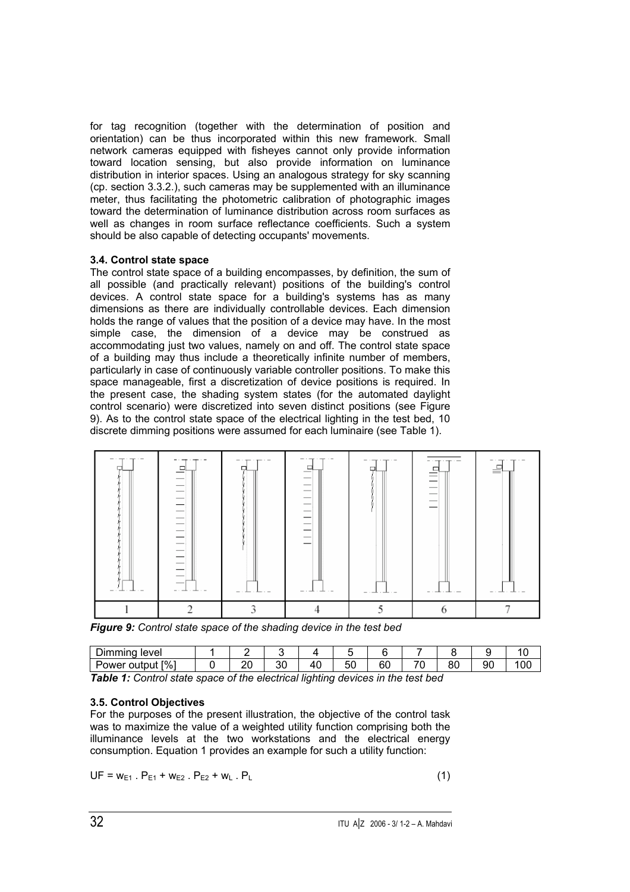for tag recognition (together with the determination of position and orientation) can be thus incorporated within this new framework. Small network cameras equipped with fisheyes cannot only provide information toward location sensing, but also provide information on luminance distribution in interior spaces. Using an analogous strategy for sky scanning (cp. section 3.3.2.), such cameras may be supplemented with an illuminance meter, thus facilitating the photometric calibration of photographic images toward the determination of luminance distribution across room surfaces as well as changes in room surface reflectance coefficients. Such a system should be also capable of detecting occupants' movements.

### 3.4. Control state space

The control state space of a building encompasses, by definition, the sum of all possible (and practically relevant) positions of the building's control devices. A control state space for a building's systems has as many dimensions as there are individually controllable devices. Each dimension holds the range of values that the position of a device may have. In the most simple case, the dimension of a device may be construed as accommodating just two values, namely on and off. The control state space of a building may thus include a theoretically infinite number of members, particularly in case of continuously variable controller positions. To make this space manageable, first a discretization of device positions is required. In the present case, the shading system states (for the automated daylight control scenario) were discretized into seven distinct positions (see Figure 9). As to the control state space of the electrical lighting in the test bed, 10 discrete dimming positions were assumed for each luminaire (see Table 1).

| 1 | 2 | 3 | 4 | 5 | 6 | 7 |
|---|---|---|---|---|---|---|

***Figure 9:*** *Control state space of the shading device in the test bed*

| Dimming level | 1 | 2 | 3 | 4 | 5 | 6 | 7 | 8 | 9 | 10 |
|---|---|---|---|---|---|---|---|---|---|---|
| Power output [%] | 0 | 20 | 30 | 40 | 50 | 60 | 70 | 80 | 90 | 100 |

***Table 1:*** *Control state space of the electrical lighting devices in the test bed*

### 3.5. Control Objectives

For the purposes of the present illustration, the objective of the control task was to maximize the value of a weighted utility function comprising both the illuminance levels at the two workstations and the electrical energy consumption. Equation 1 provides an example for such a utility function:

$$UF = w_{E1} \cdot P_{E1} + w_{E2} \cdot P_{E2} + w_L \cdot P_L \quad (1)$$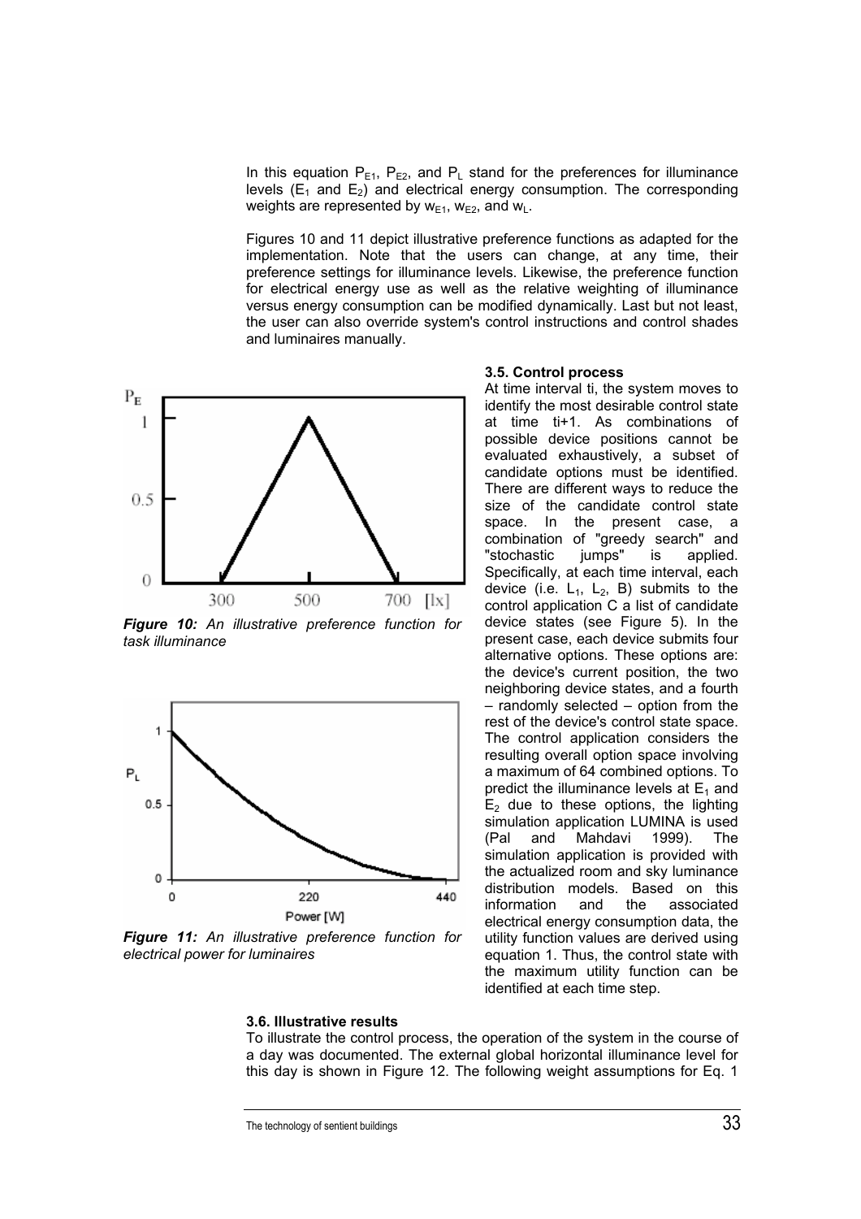In this equation $P_{E1}$, $P_{E2}$, and $P_L$ stand for the preferences for illuminance levels ($E_1$ and $E_2$) and electrical energy consumption. The corresponding weights are represented by $w_{E1}$, $w_{E2}$, and $w_L$.

Figures 10 and 11 depict illustrative preference functions as adapted for the implementation. Note that the users can change, at any time, their preference settings for illuminance levels. Likewise, the preference function for electrical energy use as well as the relative weighting of illuminance versus energy consumption can be modified dynamically. Last but not least, the user can also override system's control instructions and control shades and luminaires manually.

***Figure 10:*** *An illustrative preference function for task illuminance*

***Figure 11:*** *An illustrative preference function for electrical power for luminaires*

**3.5. Control process**

At time interval ti, the system moves to identify the most desirable control state at time ti+1. As combinations of possible device positions cannot be evaluated exhaustively, a subset of candidate options must be identified. There are different ways to reduce the size of the candidate control state space. In the present case, a combination of "greedy search" and "stochastic jumps" is applied. Specifically, at each time interval, each device (i.e. $L_1$, $L_2$, B) submits to the control application C a list of candidate device states (see Figure 5). In the present case, each device submits four alternative options. These options are: the device's current position, the two neighboring device states, and a fourth – randomly selected – option from the rest of the device's control state space. The control application considers the resulting overall option space involving a maximum of 64 combined options. To predict the illuminance levels at $E_1$ and $E_2$ due to these options, the lighting simulation application LUMINA is used (Pal and Mahdavi 1999). The simulation application is provided with the actualized room and sky luminance distribution models. Based on this information and the associated electrical energy consumption data, the utility function values are derived using equation 1. Thus, the control state with the maximum utility function can be identified at each time step.

**3.6. Illustrative results**

To illustrate the control process, the operation of the system in the course of a day was documented. The external global horizontal illuminance level for this day is shown in Figure 12. The following weight assumptions for Eq. 1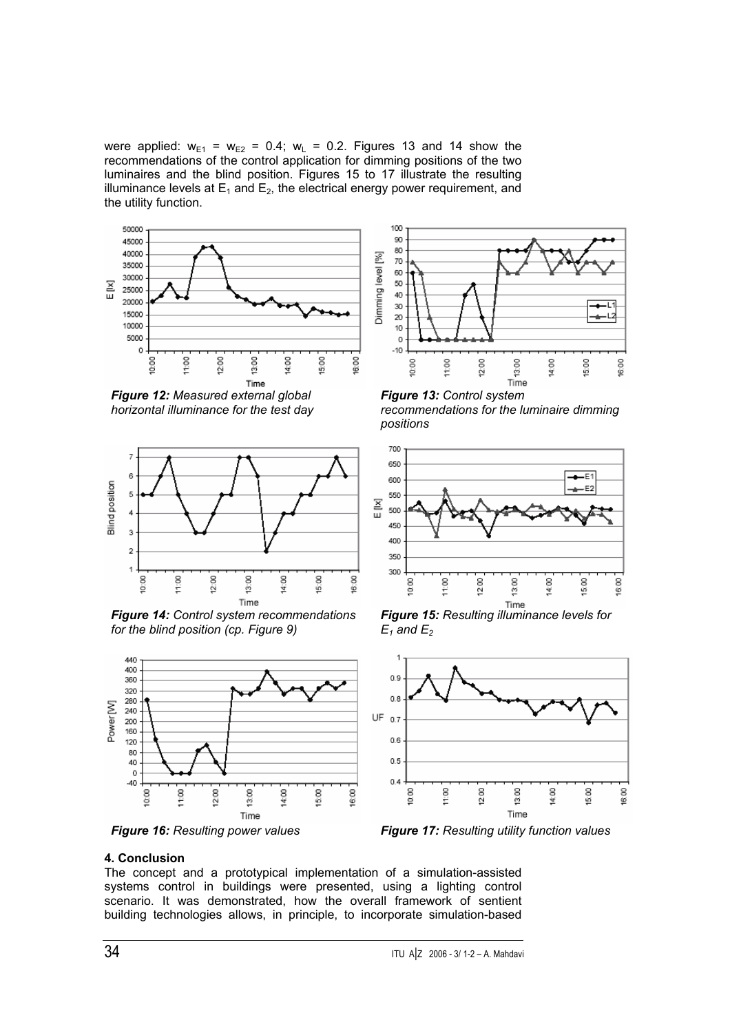were applied: $w_{E1} = w_{E2} = 0.4$; $w_L = 0.2$. Figures 13 and 14 show the recommendations of the control application for dimming positions of the two luminaires and the blind position. Figures 15 to 17 illustrate the resulting illuminance levels at $E_1$ and $E_2$, the electrical energy power requirement, and the utility function.

***Figure 12:*** *Measured external global horizontal illuminance for the test day*

***Figure 13:*** *Control system recommendations for the luminaire dimming positions*

***Figure 14:*** *Control system recommendations for the blind position (cp. Figure 9)*

***Figure 15:*** *Resulting illuminance levels for $E_1$ and $E_2$*

***Figure 16:*** *Resulting power values*

***Figure 17:*** *Resulting utility function values*

## 4. Conclusion

The concept and a prototypical implementation of a simulation-assisted systems control in buildings were presented, using a lighting control scenario. It was demonstrated, how the overall framework of sentient building technologies allows, in principle, to incorporate simulation-based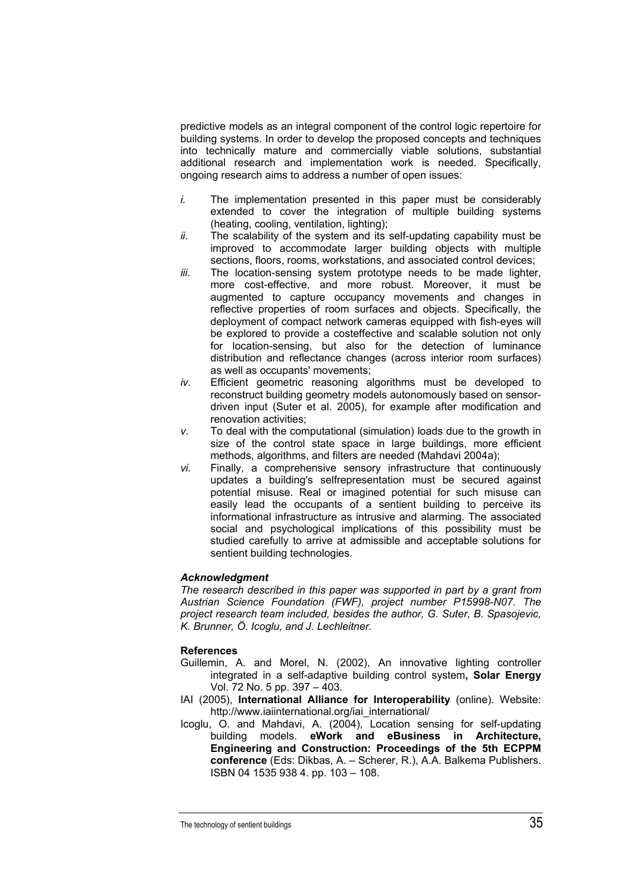predictive models as an integral component of the control logic repertoire for building systems. In order to develop the proposed concepts and techniques into technically mature and commercially viable solutions, substantial additional research and implementation work is needed. Specifically, ongoing research aims to address a number of open issues:

*i.* The implementation presented in this paper must be considerably extended to cover the integration of multiple building systems (heating, cooling, ventilation, lighting);

*ii.* The scalability of the system and its self-updating capability must be improved to accommodate larger building objects with multiple sections, floors, rooms, workstations, and associated control devices;

*iii.* The location-sensing system prototype needs to be made lighter, more cost-effective, and more robust. Moreover, it must be augmented to capture occupancy movements and changes in reflective properties of room surfaces and objects. Specifically, the deployment of compact network cameras equipped with fish-eyes will be explored to provide a costeffective and scalable solution not only for location-sensing, but also for the detection of luminance distribution and reflectance changes (across interior room surfaces) as well as occupants' movements;

*iv.* Efficient geometric reasoning algorithms must be developed to reconstruct building geometry models autonomously based on sensor-driven input (Suter et al. 2005), for example after modification and renovation activities;

*v.* To deal with the computational (simulation) loads due to the growth in size of the control state space in large buildings, more efficient methods, algorithms, and filters are needed (Mahdavi 2004a);

*vi.* Finally, a comprehensive sensory infrastructure that continuously updates a building's selfrepresentation must be secured against potential misuse. Real or imagined potential for such misuse can easily lead the occupants of a sentient building to perceive its informational infrastructure as intrusive and alarming. The associated social and psychological implications of this possibility must be studied carefully to arrive at admissible and acceptable solutions for sentient building technologies.

### *Acknowledgment*

*The research described in this paper was supported in part by a grant from Austrian Science Foundation (FWF), project number P15998-N07. The project research team included, besides the author, G. Suter, B. Spasojevic, K. Brunner, Ö. Icoglu, and J. Lechleitner.*

### References

Guillemin, A. and Morel, N. (2002), An innovative lighting controller integrated in a self-adaptive building control system**, Solar Energy** Vol. 72 No. 5 pp. 397 – 403.

IAI (2005), **International Alliance for Interoperability** (online). Website: http://www.iaiinternational.org/iai_international/

Icoglu, O. and Mahdavi, A. (2004), Location sensing for self-updating building models. **eWork and eBusiness in Architecture, Engineering and Construction: Proceedings of the 5th ECPPM conference** (Eds: Dikbas, A. – Scherer, R.), A.A. Balkema Publishers. ISBN 04 1535 938 4. pp. 103 – 108.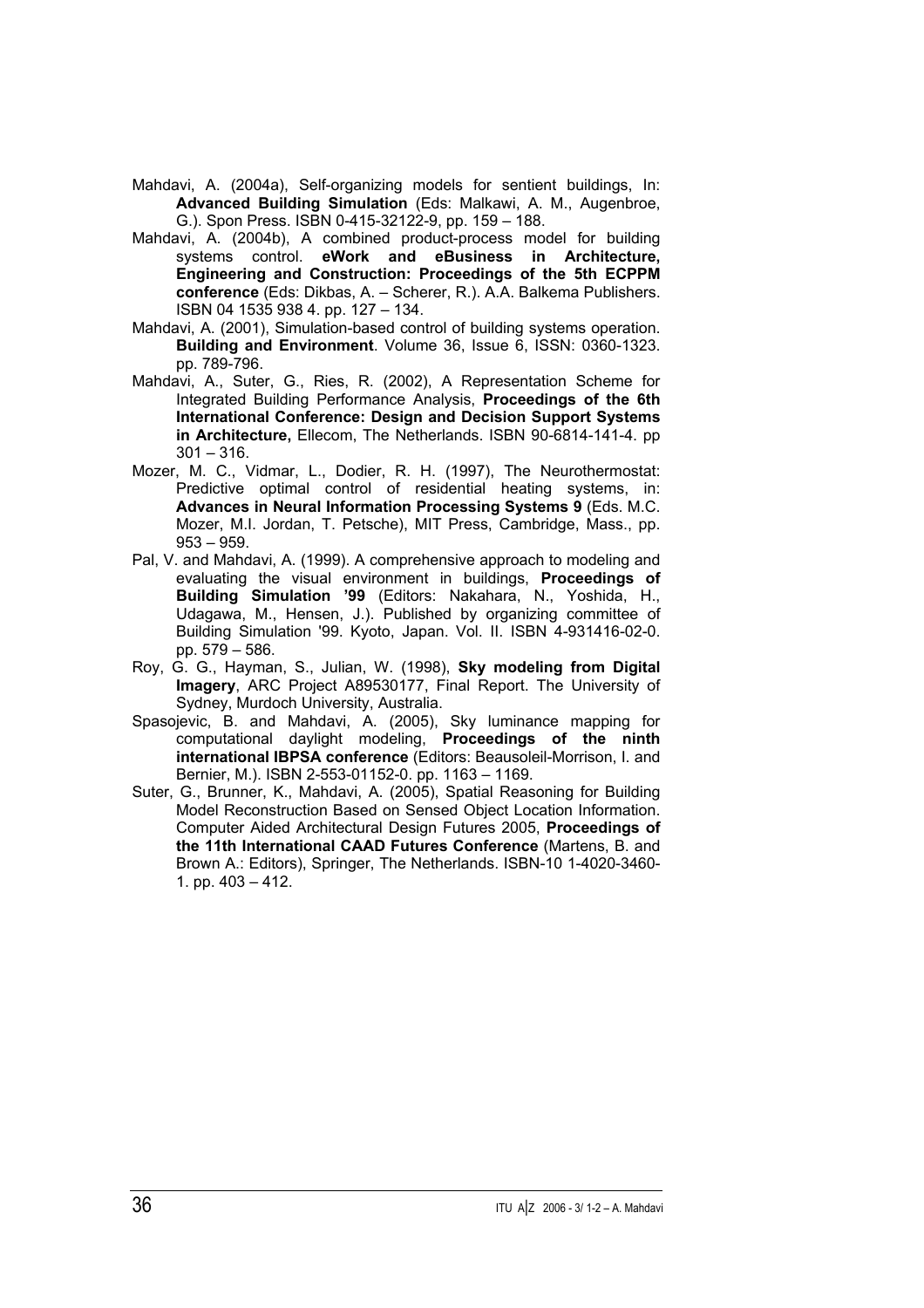Mahdavi, A. (2004a), Self-organizing models for sentient buildings, In: **Advanced Building Simulation** (Eds: Malkawi, A. M., Augenbroe, G.). Spon Press. ISBN 0-415-32122-9, pp. 159 – 188.

Mahdavi, A. (2004b), A combined product-process model for building systems control. **eWork and eBusiness in Architecture, Engineering and Construction: Proceedings of the 5th ECPPM conference** (Eds: Dikbas, A. – Scherer, R.). A.A. Balkema Publishers. ISBN 04 1535 938 4. pp. 127 – 134.

Mahdavi, A. (2001), Simulation-based control of building systems operation. **Building and Environment**. Volume 36, Issue 6, ISSN: 0360-1323. pp. 789-796.

Mahdavi, A., Suter, G., Ries, R. (2002), A Representation Scheme for Integrated Building Performance Analysis, **Proceedings of the 6th International Conference: Design and Decision Support Systems in Architecture,** Ellecom, The Netherlands. ISBN 90-6814-141-4. pp 301 – 316.

Mozer, M. C., Vidmar, L., Dodier, R. H. (1997), The Neurothermostat: Predictive optimal control of residential heating systems, in: **Advances in Neural Information Processing Systems 9** (Eds. M.C. Mozer, M.I. Jordan, T. Petsche), MIT Press, Cambridge, Mass., pp. 953 – 959.

Pal, V. and Mahdavi, A. (1999). A comprehensive approach to modeling and evaluating the visual environment in buildings, **Proceedings of Building Simulation '99** (Editors: Nakahara, N., Yoshida, H., Udagawa, M., Hensen, J.). Published by organizing committee of Building Simulation '99. Kyoto, Japan. Vol. II. ISBN 4-931416-02-0. pp. 579 – 586.

Roy, G. G., Hayman, S., Julian, W. (1998), **Sky modeling from Digital Imagery**, ARC Project A89530177, Final Report. The University of Sydney, Murdoch University, Australia.

Spasojevic, B. and Mahdavi, A. (2005), Sky luminance mapping for computational daylight modeling, **Proceedings of the ninth international IBPSA conference** (Editors: Beausoleil-Morrison, I. and Bernier, M.). ISBN 2-553-01152-0. pp. 1163 – 1169.

Suter, G., Brunner, K., Mahdavi, A. (2005), Spatial Reasoning for Building Model Reconstruction Based on Sensed Object Location Information. Computer Aided Architectural Design Futures 2005, **Proceedings of the 11th International CAAD Futures Conference** (Martens, B. and Brown A.: Editors), Springer, The Netherlands. ISBN-10 1-4020-3460-1. pp. 403 – 412.